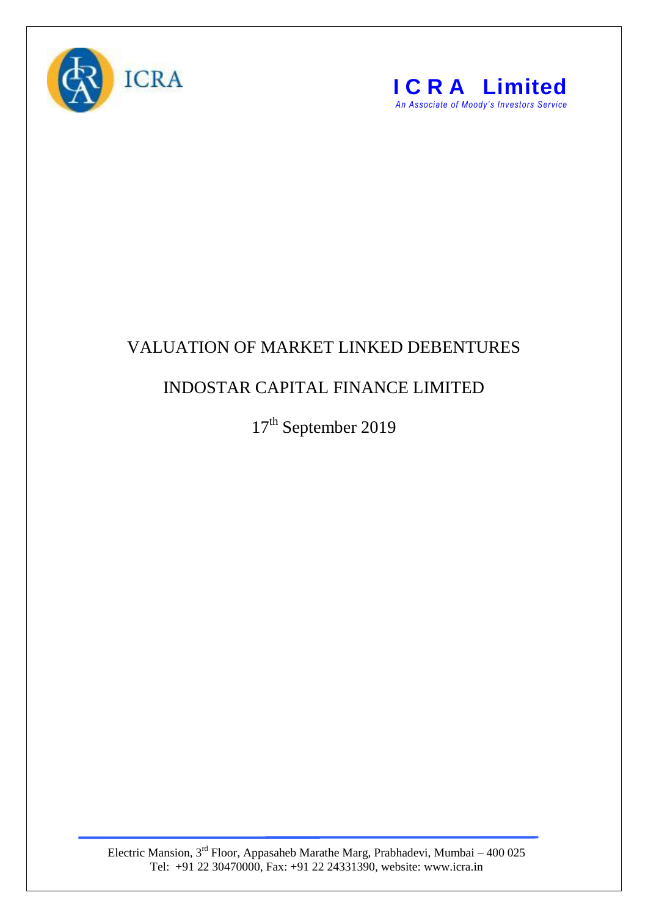# VALUATION OF MARKET LINKED DEBENTURES

## INDOSTAR CAPITAL FINANCE LIMITED

17th September 2019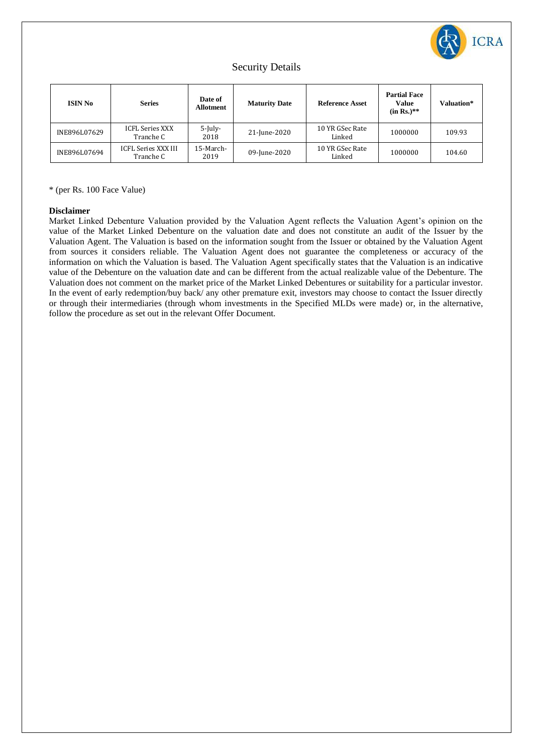## Security Details

| ISIN No | Series | Date of Allotment | Maturity Date | Reference Asset | Partial Face Value (in Rs.)** | Valuation* |
|---|---|---|---|---|---|---|
| INE896L07629 | ICFL Series XXX Tranche C | 5-July-2018 | 21-June-2020 | 10 YR GSec Rate Linked | 1000000 | 109.93 |
| INE896L07694 | ICFL Series XXX III Tranche C | 15-March-2019 | 09-June-2020 | 10 YR GSec Rate Linked | 1000000 | 104.60 |

* (per Rs. 100 Face Value)

**Disclaimer**

Market Linked Debenture Valuation provided by the Valuation Agent reflects the Valuation Agent's opinion on the value of the Market Linked Debenture on the valuation date and does not constitute an audit of the Issuer by the Valuation Agent. The Valuation is based on the information sought from the Issuer or obtained by the Valuation Agent from sources it considers reliable. The Valuation Agent does not guarantee the completeness or accuracy of the information on which the Valuation is based. The Valuation Agent specifically states that the Valuation is an indicative value of the Debenture on the valuation date and can be different from the actual realizable value of the Debenture. The Valuation does not comment on the market price of the Market Linked Debentures or suitability for a particular investor. In the event of early redemption/buy back/ any other premature exit, investors may choose to contact the Issuer directly or through their intermediaries (through whom investments in the Specified MLDs were made) or, in the alternative, follow the procedure as set out in the relevant Offer Document.